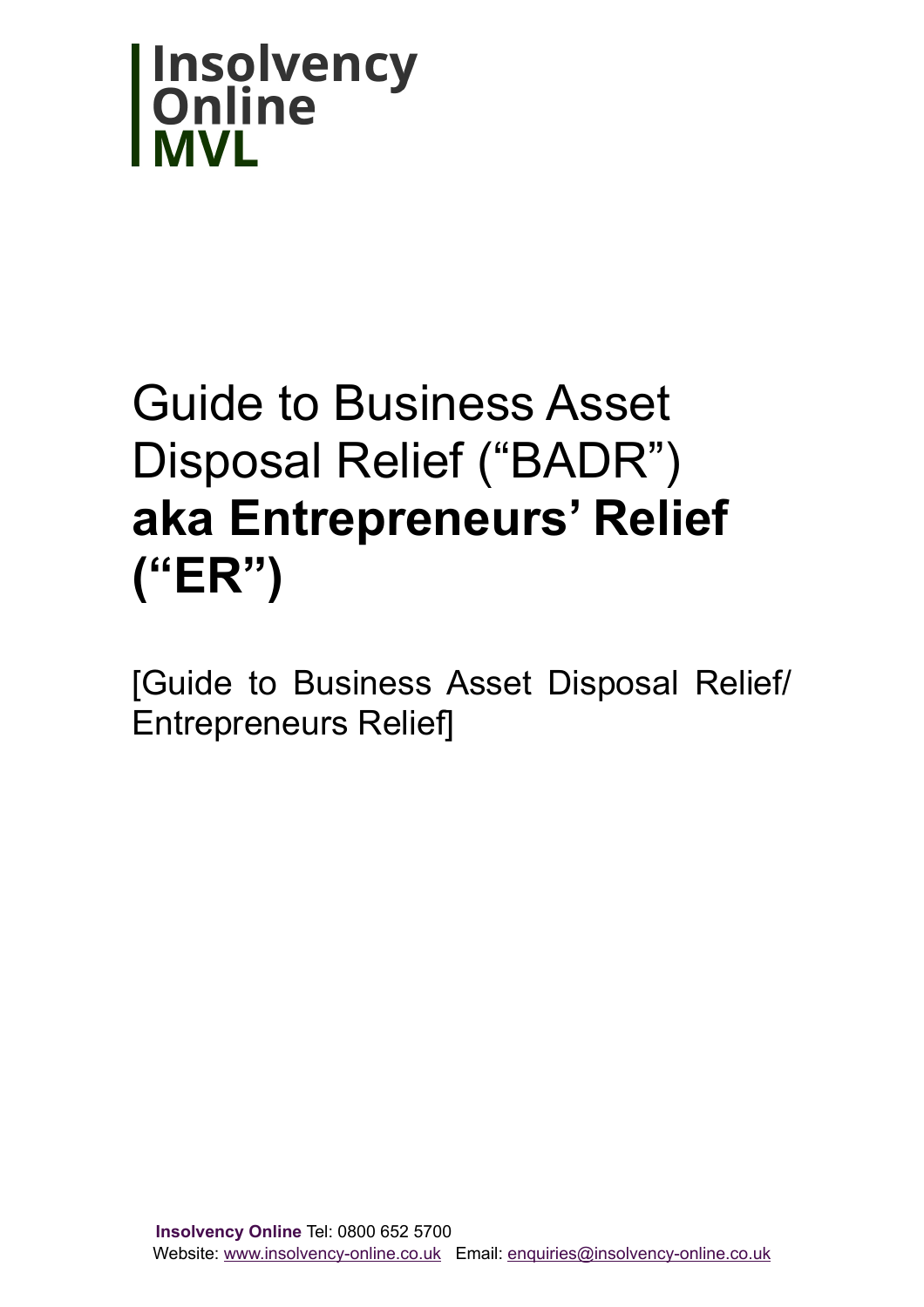**Insolvency Online MVL**

# Guide to Business Asset Disposal Relief ("BADR") **aka Entrepreneurs' Relief ("ER")**

[Guide to Business Asset Disposal Relief/ Entrepreneurs Relief]

**Insolvency Online** Tel: 0800 652 5700
Website: www.insolvency-online.co.uk Email: enquiries@insolvency-online.co.uk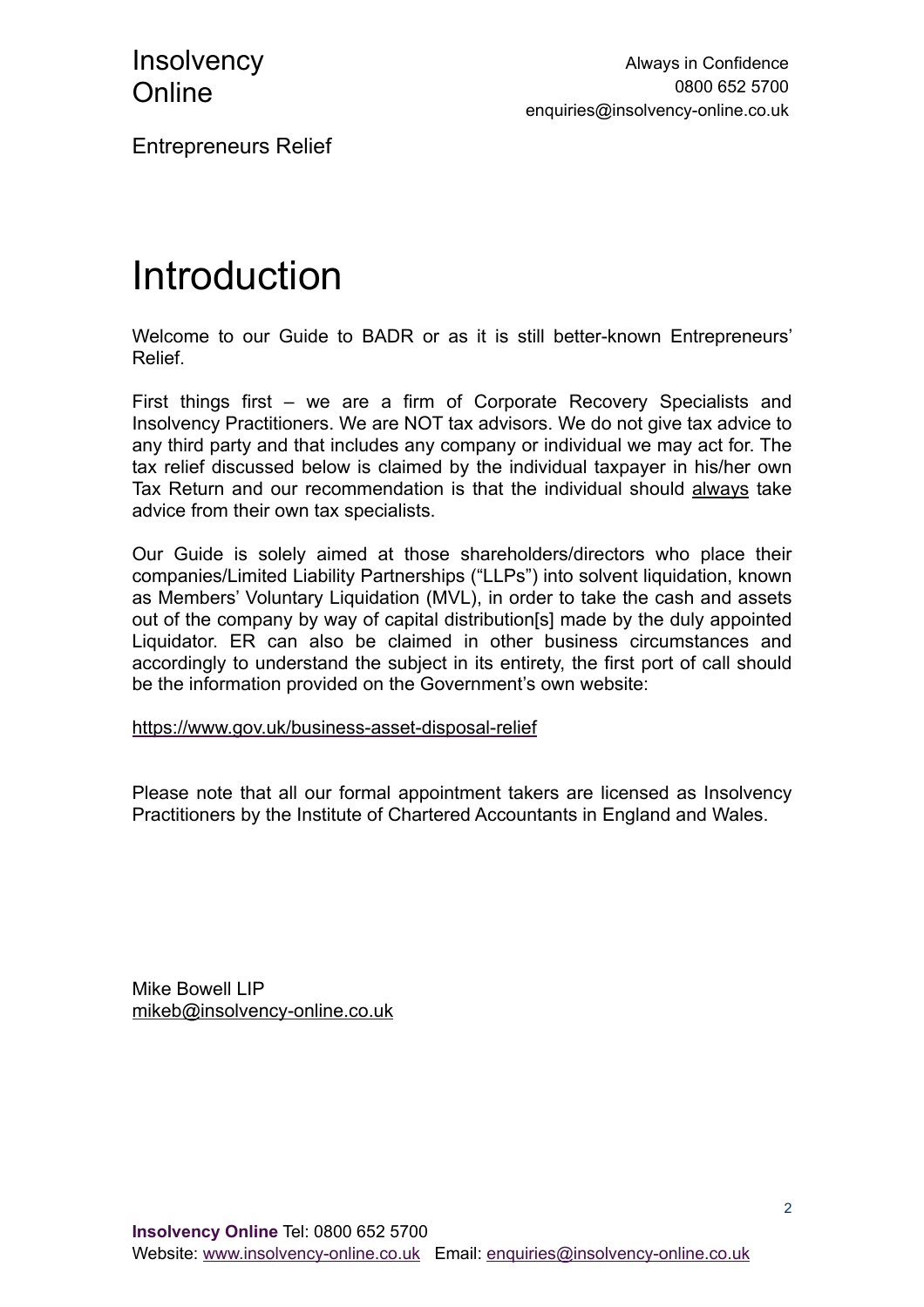# Introduction

Welcome to our Guide to BADR or as it is still better-known Entrepreneurs' Relief.

First things first – we are a firm of Corporate Recovery Specialists and Insolvency Practitioners. We are NOT tax advisors. We do not give tax advice to any third party and that includes any company or individual we may act for. The tax relief discussed below is claimed by the individual taxpayer in his/her own Tax Return and our recommendation is that the individual should always take advice from their own tax specialists.

Our Guide is solely aimed at those shareholders/directors who place their companies/Limited Liability Partnerships ("LLPs") into solvent liquidation, known as Members' Voluntary Liquidation (MVL), in order to take the cash and assets out of the company by way of capital distribution[s] made by the duly appointed Liquidator. ER can also be claimed in other business circumstances and accordingly to understand the subject in its entirety, the first port of call should be the information provided on the Government's own website:

https://www.gov.uk/business-asset-disposal-relief

Please note that all our formal appointment takers are licensed as Insolvency Practitioners by the Institute of Chartered Accountants in England and Wales.

Mike Bowell LIP
mikeb@insolvency-online.co.uk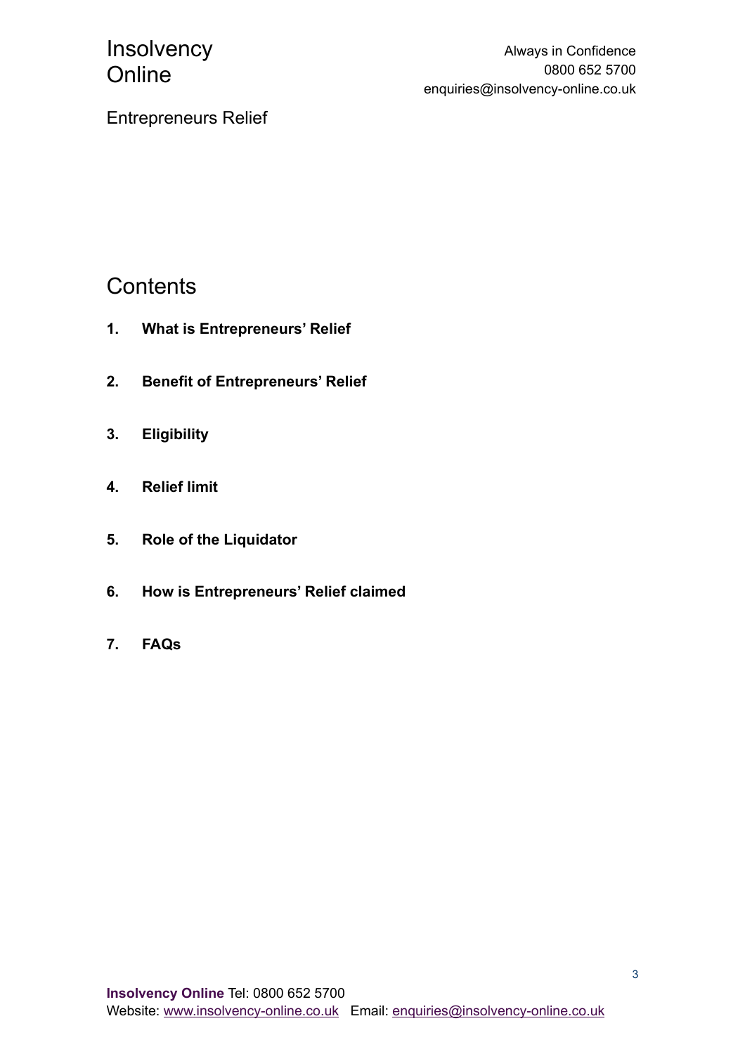Entrepreneurs Relief

# Contents

1. **What is Entrepreneurs' Relief**
2. **Benefit of Entrepreneurs' Relief**
3. **Eligibility**
4. **Relief limit**
5. **Role of the Liquidator**
6. **How is Entrepreneurs' Relief claimed**
7. **FAQs**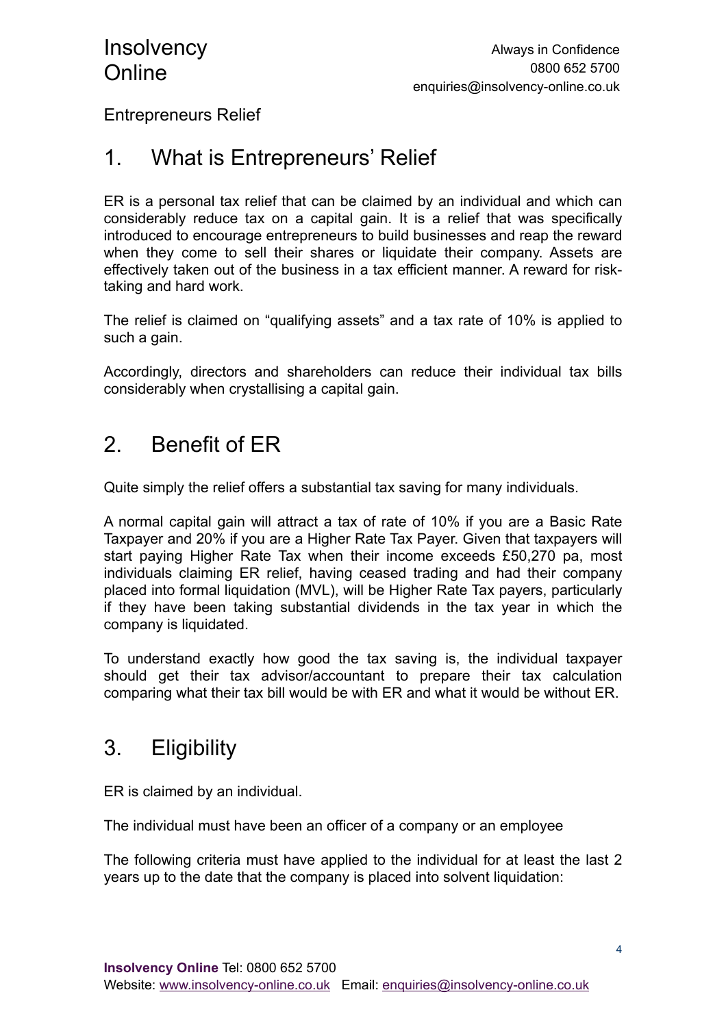Entrepreneurs Relief

## 1. What is Entrepreneurs' Relief

ER is a personal tax relief that can be claimed by an individual and which can considerably reduce tax on a capital gain. It is a relief that was specifically introduced to encourage entrepreneurs to build businesses and reap the reward when they come to sell their shares or liquidate their company. Assets are effectively taken out of the business in a tax efficient manner. A reward for risk-taking and hard work.

The relief is claimed on "qualifying assets" and a tax rate of 10% is applied to such a gain.

Accordingly, directors and shareholders can reduce their individual tax bills considerably when crystallising a capital gain.

## 2. Benefit of ER

Quite simply the relief offers a substantial tax saving for many individuals.

A normal capital gain will attract a tax of rate of 10% if you are a Basic Rate Taxpayer and 20% if you are a Higher Rate Tax Payer. Given that taxpayers will start paying Higher Rate Tax when their income exceeds £50,270 pa, most individuals claiming ER relief, having ceased trading and had their company placed into formal liquidation (MVL), will be Higher Rate Tax payers, particularly if they have been taking substantial dividends in the tax year in which the company is liquidated.

To understand exactly how good the tax saving is, the individual taxpayer should get their tax advisor/accountant to prepare their tax calculation comparing what their tax bill would be with ER and what it would be without ER.

## 3. Eligibility

ER is claimed by an individual.

The individual must have been an officer of a company or an employee

The following criteria must have applied to the individual for at least the last 2 years up to the date that the company is placed into solvent liquidation: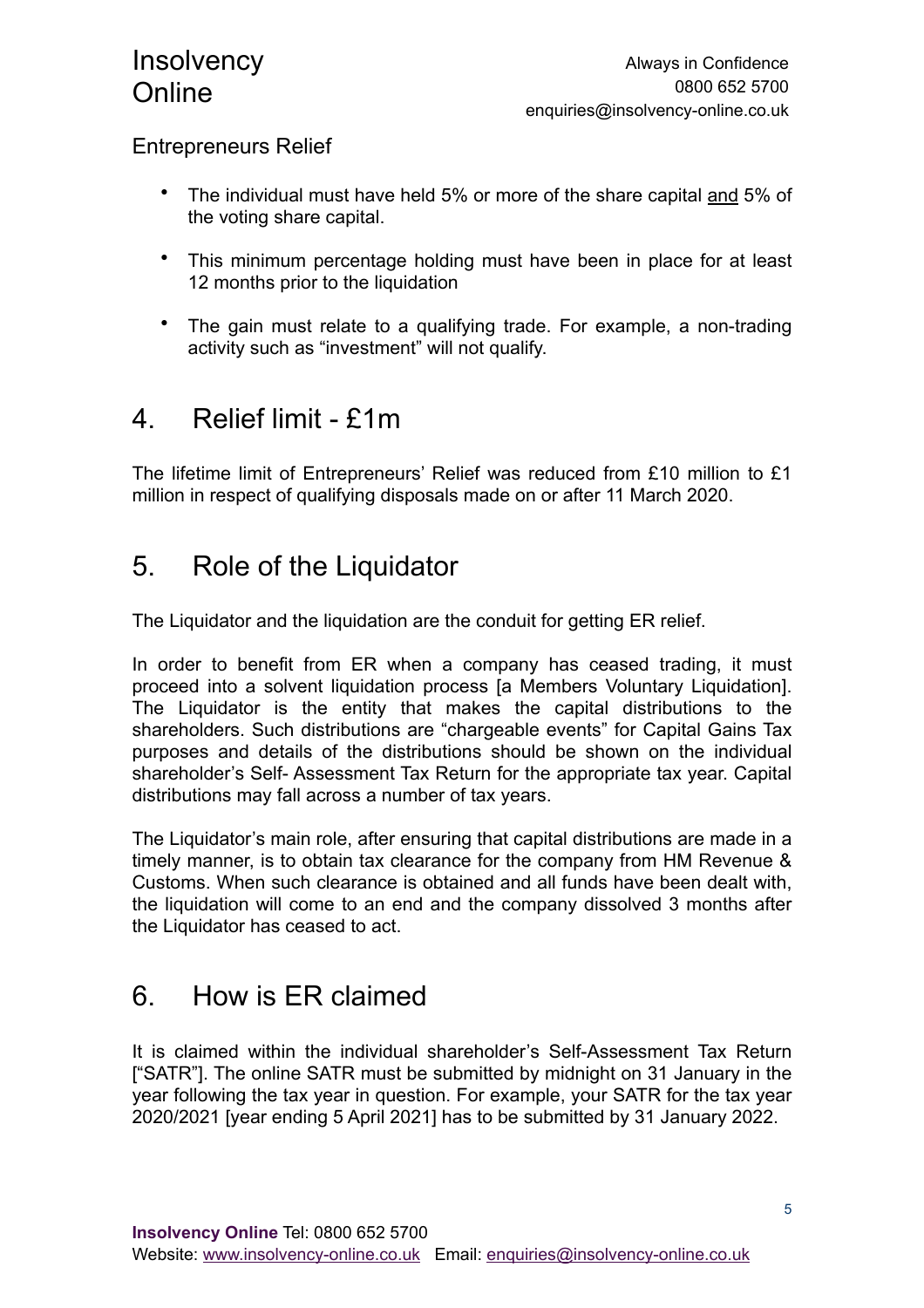- The individual must have held 5% or more of the share capital and 5% of the voting share capital.
- This minimum percentage holding must have been in place for at least 12 months prior to the liquidation
- The gain must relate to a qualifying trade. For example, a non-trading activity such as "investment" will not qualify.

## 4. Relief limit - £1m

The lifetime limit of Entrepreneurs' Relief was reduced from £10 million to £1 million in respect of qualifying disposals made on or after 11 March 2020.

## 5. Role of the Liquidator

The Liquidator and the liquidation are the conduit for getting ER relief.

In order to benefit from ER when a company has ceased trading, it must proceed into a solvent liquidation process [a Members Voluntary Liquidation]. The Liquidator is the entity that makes the capital distributions to the shareholders. Such distributions are "chargeable events" for Capital Gains Tax purposes and details of the distributions should be shown on the individual shareholder's Self- Assessment Tax Return for the appropriate tax year. Capital distributions may fall across a number of tax years.

The Liquidator's main role, after ensuring that capital distributions are made in a timely manner, is to obtain tax clearance for the company from HM Revenue & Customs. When such clearance is obtained and all funds have been dealt with, the liquidation will come to an end and the company dissolved 3 months after the Liquidator has ceased to act.

## 6. How is ER claimed

It is claimed within the individual shareholder's Self-Assessment Tax Return ["SATR"]. The online SATR must be submitted by midnight on 31 January in the year following the tax year in question. For example, your SATR for the tax year 2020/2021 [year ending 5 April 2021] has to be submitted by 31 January 2022.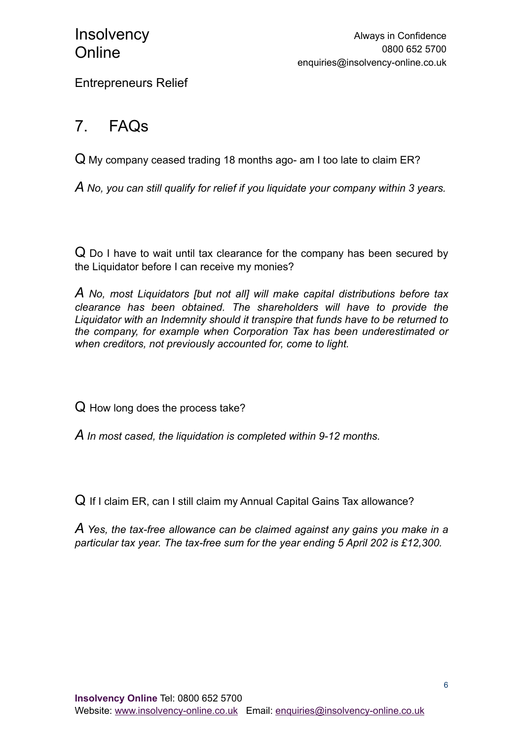## 7. FAQs

Q My company ceased trading 18 months ago- am I too late to claim ER?

*A No, you can still qualify for relief if you liquidate your company within 3 years.*

Q Do I have to wait until tax clearance for the company has been secured by the Liquidator before I can receive my monies?

*A No, most Liquidators [but not all] will make capital distributions before tax clearance has been obtained. The shareholders will have to provide the Liquidator with an Indemnity should it transpire that funds have to be returned to the company, for example when Corporation Tax has been underestimated or when creditors, not previously accounted for, come to light.*

Q How long does the process take?

*A In most cased, the liquidation is completed within 9-12 months.*

Q If I claim ER, can I still claim my Annual Capital Gains Tax allowance?

*A Yes, the tax-free allowance can be claimed against any gains you make in a particular tax year. The tax-free sum for the year ending 5 April 202 is £12,300.*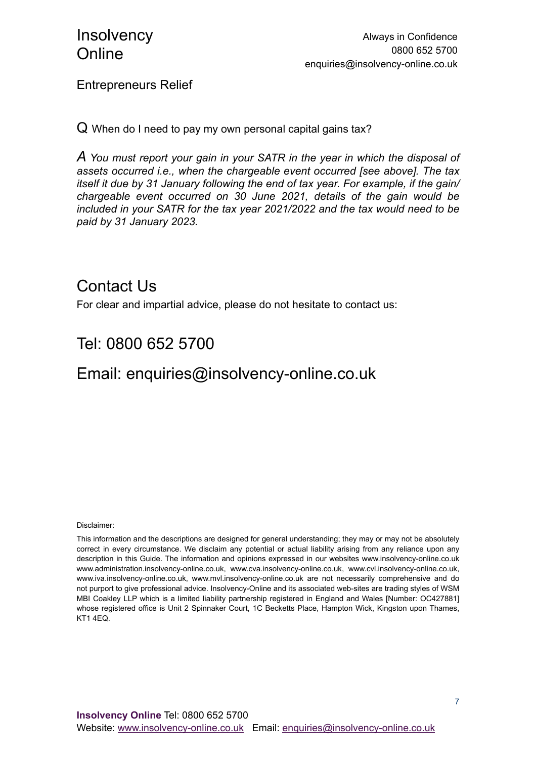## Entrepreneurs Relief

Q When do I need to pay my own personal capital gains tax?

*A You must report your gain in your SATR in the year in which the disposal of assets occurred i.e., when the chargeable event occurred [see above]. The tax itself it due by 31 January following the end of tax year. For example, if the gain/ chargeable event occurred on 30 June 2021, details of the gain would be included in your SATR for the tax year 2021/2022 and the tax would need to be paid by 31 January 2023.*

# Contact Us

For clear and impartial advice, please do not hesitate to contact us:

## Tel: 0800 652 5700

## Email: enquiries@insolvency-online.co.uk

Disclaimer:

This information and the descriptions are designed for general understanding; they may or may not be absolutely correct in every circumstance. We disclaim any potential or actual liability arising from any reliance upon any description in this Guide. The information and opinions expressed in our websites www.insolvency-online.co.uk www.administration.insolvency-online.co.uk, www.cva.insolvency-online.co.uk, www.cvl.insolvency-online.co.uk, www.iva.insolvency-online.co.uk, www.mvl.insolvency-online.co.uk are not necessarily comprehensive and do not purport to give professional advice. Insolvency-Online and its associated web-sites are trading styles of WSM MBI Coakley LLP which is a limited liability partnership registered in England and Wales [Number: OC427881] whose registered office is Unit 2 Spinnaker Court, 1C Becketts Place, Hampton Wick, Kingston upon Thames, KT1 4EQ.